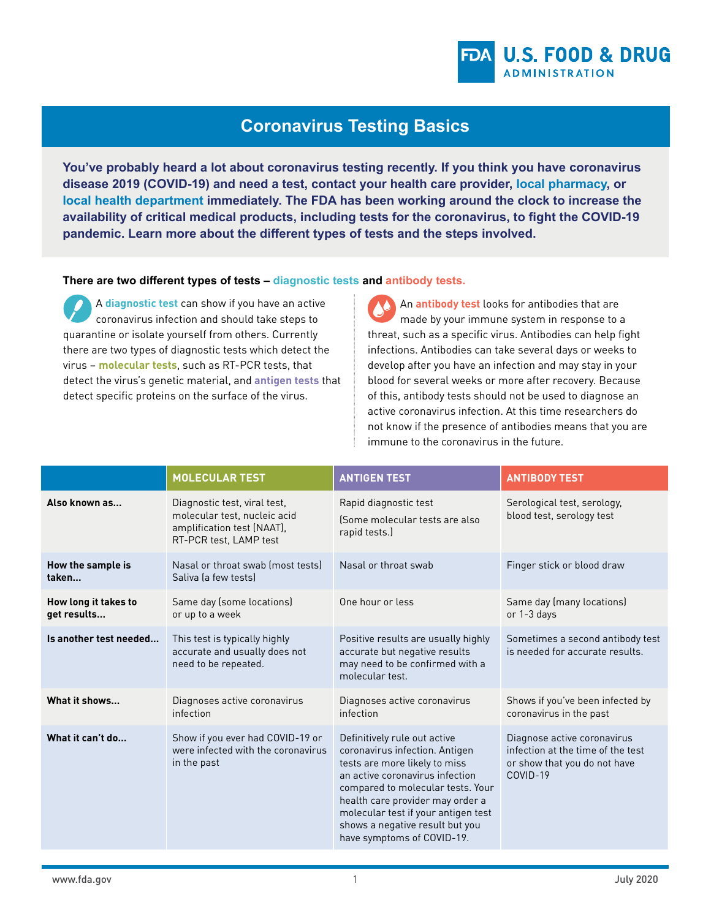U.S. FOOD & DRUG ADMINISTRATION

# Coronavirus Testing Basics

**You've probably heard a lot about coronavirus testing recently. If you think you have coronavirus disease 2019 (COVID-19) and need a test, contact your health care provider, local pharmacy, or local health department immediately. The FDA has been working around the clock to increase the availability of critical medical products, including tests for the coronavirus, to fight the COVID-19 pandemic. Learn more about the different types of tests and the steps involved.**

**There are two different types of tests – diagnostic tests and antibody tests.**

A **diagnostic test** can show if you have an active coronavirus infection and should take steps to quarantine or isolate yourself from others. Currently there are two types of diagnostic tests which detect the virus – **molecular tests**, such as RT-PCR tests, that detect the virus's genetic material, and **antigen tests** that detect specific proteins on the surface of the virus.

An **antibody test** looks for antibodies that are made by your immune system in response to a threat, such as a specific virus. Antibodies can help fight infections. Antibodies can take several days or weeks to develop after you have an infection and may stay in your blood for several weeks or more after recovery. Because of this, antibody tests should not be used to diagnose an active coronavirus infection. At this time researchers do not know if the presence of antibodies means that you are immune to the coronavirus in the future.

| | MOLECULAR TEST | ANTIGEN TEST | ANTIBODY TEST |
|---|---|---|---|
| **Also known as...** | Diagnostic test, viral test, molecular test, nucleic acid amplification test (NAAT), RT-PCR test, LAMP test | Rapid diagnostic test (Some molecular tests are also rapid tests.) | Serological test, serology, blood test, serology test |
| **How the sample is taken...** | Nasal or throat swab (most tests) Saliva (a few tests) | Nasal or throat swab | Finger stick or blood draw |
| **How long it takes to get results...** | Same day (some locations) or up to a week | One hour or less | Same day (many locations) or 1-3 days |
| **Is another test needed...** | This test is typically highly accurate and usually does not need to be repeated. | Positive results are usually highly accurate but negative results may need to be confirmed with a molecular test. | Sometimes a second antibody test is needed for accurate results. |
| **What it shows...** | Diagnoses active coronavirus infection | Diagnoses active coronavirus infection | Shows if you've been infected by coronavirus in the past |
| **What it can't do...** | Show if you ever had COVID-19 or were infected with the coronavirus in the past | Definitively rule out active coronavirus infection. Antigen tests are more likely to miss an active coronavirus infection compared to molecular tests. Your health care provider may order a molecular test if your antigen test shows a negative result but you have symptoms of COVID-19. | Diagnose active coronavirus infection at the time of the test or show that you do not have COVID-19 |

www.fda.gov

July 2020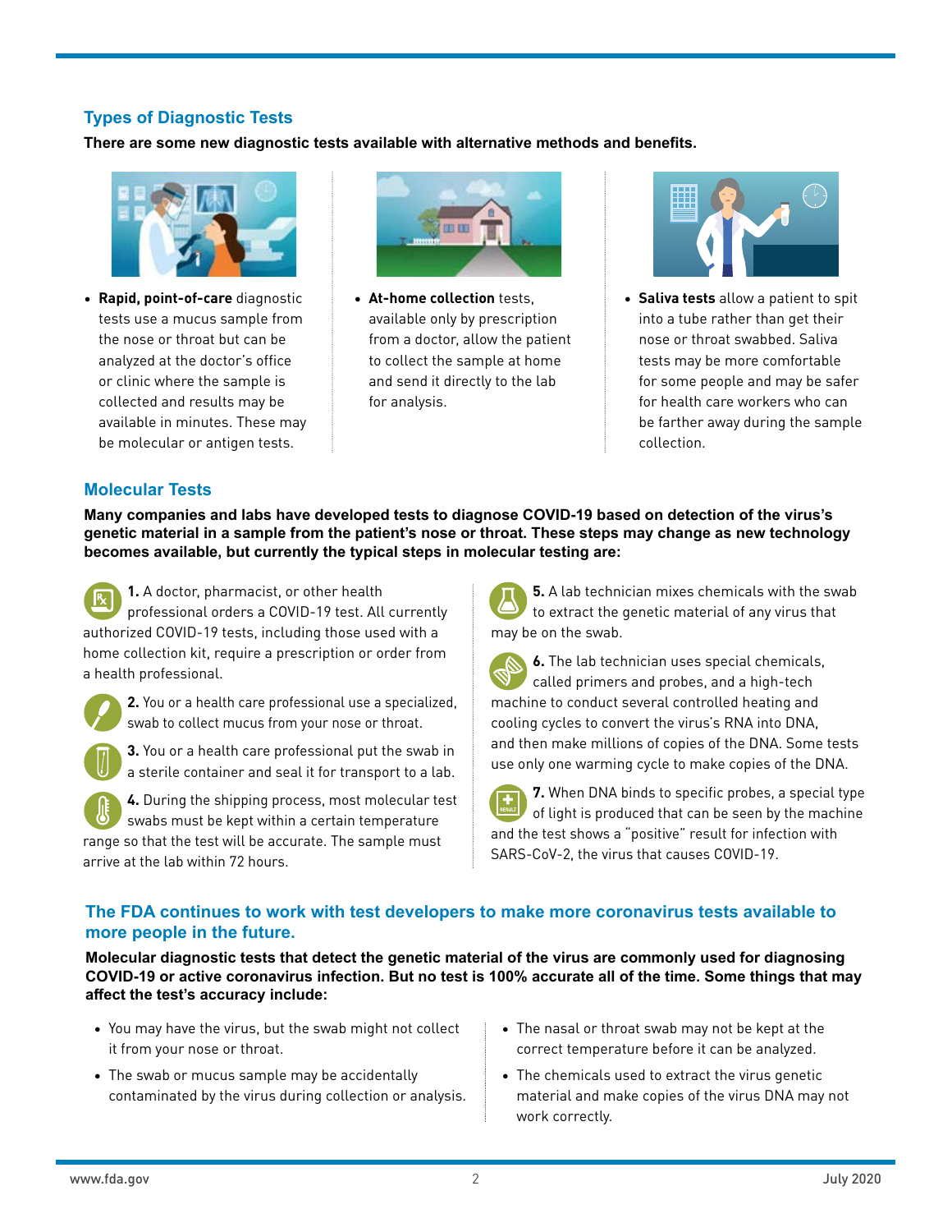## Types of Diagnostic Tests

**There are some new diagnostic tests available with alternative methods and benefits.**

- **Rapid, point-of-care** diagnostic tests use a mucus sample from the nose or throat but can be analyzed at the doctor's office or clinic where the sample is collected and results may be available in minutes. These may be molecular or antigen tests.

- **At-home collection** tests, available only by prescription from a doctor, allow the patient to collect the sample at home and send it directly to the lab for analysis.

- **Saliva tests** allow a patient to spit into a tube rather than get their nose or throat swabbed. Saliva tests may be more comfortable for some people and may be safer for health care workers who can be farther away during the sample collection.

## Molecular Tests

**Many companies and labs have developed tests to diagnose COVID-19 based on detection of the virus's genetic material in a sample from the patient's nose or throat. These steps may change as new technology becomes available, but currently the typical steps in molecular testing are:**

**1.** A doctor, pharmacist, or other health professional orders a COVID-19 test. All currently authorized COVID-19 tests, including those used with a home collection kit, require a prescription or order from a health professional.

**2.** You or a health care professional use a specialized, swab to collect mucus from your nose or throat.

**3.** You or a health care professional put the swab in a sterile container and seal it for transport to a lab.

**4.** During the shipping process, most molecular test swabs must be kept within a certain temperature range so that the test will be accurate. The sample must arrive at the lab within 72 hours.

**5.** A lab technician mixes chemicals with the swab to extract the genetic material of any virus that may be on the swab.

**6.** The lab technician uses special chemicals, called primers and probes, and a high-tech machine to conduct several controlled heating and cooling cycles to convert the virus's RNA into DNA, and then make millions of copies of the DNA. Some tests use only one warming cycle to make copies of the DNA.

**7.** When DNA binds to specific probes, a special type of light is produced that can be seen by the machine and the test shows a "positive" result for infection with SARS-CoV-2, the virus that causes COVID-19.

## The FDA continues to work with test developers to make more coronavirus tests available to more people in the future.

**Molecular diagnostic tests that detect the genetic material of the virus are commonly used for diagnosing COVID-19 or active coronavirus infection. But no test is 100% accurate all of the time. Some things that may affect the test's accuracy include:**

- You may have the virus, but the swab might not collect it from your nose or throat.
- The swab or mucus sample may be accidentally contaminated by the virus during collection or analysis.
- The nasal or throat swab may not be kept at the correct temperature before it can be analyzed.
- The chemicals used to extract the virus genetic material and make copies of the virus DNA may not work correctly.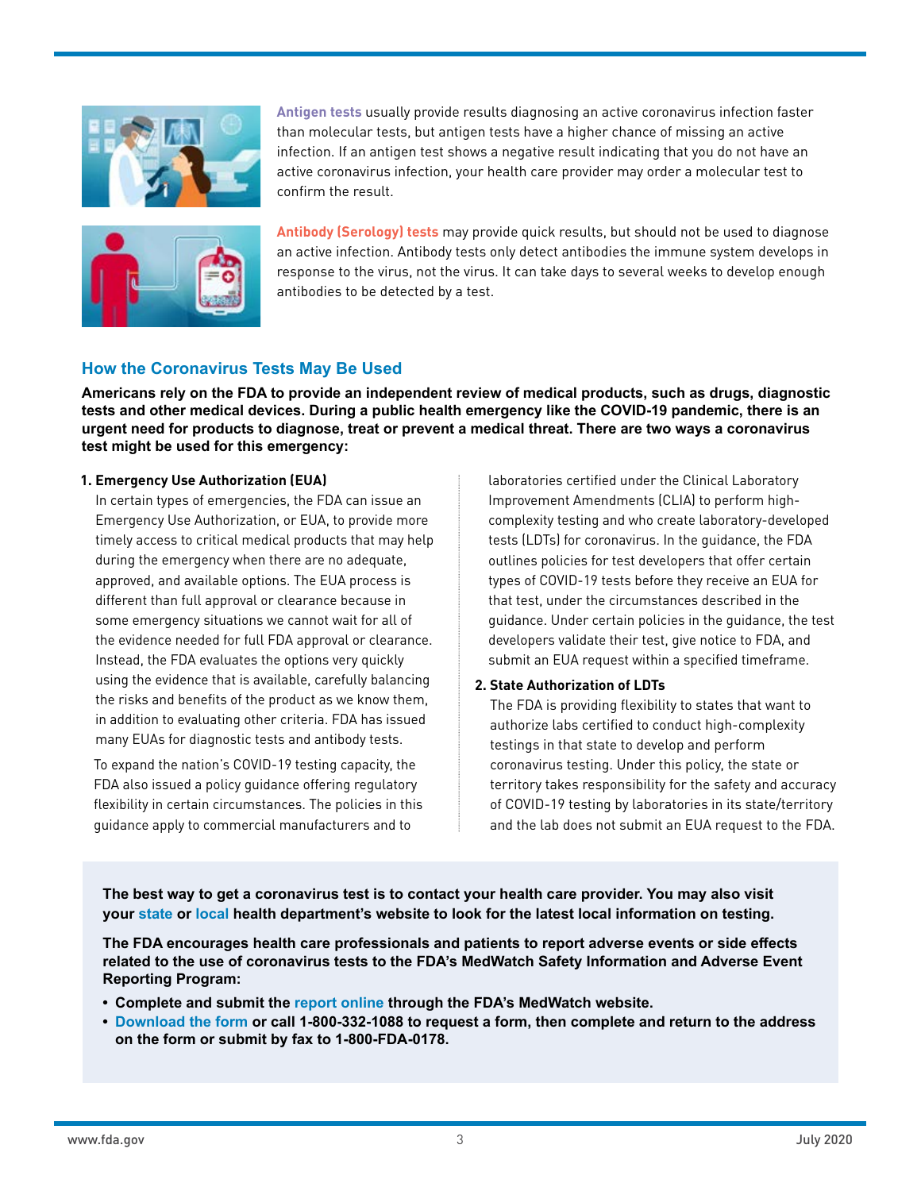**Antigen tests** usually provide results diagnosing an active coronavirus infection faster than molecular tests, but antigen tests have a higher chance of missing an active infection. If an antigen test shows a negative result indicating that you do not have an active coronavirus infection, your health care provider may order a molecular test to confirm the result.

**Antibody (Serology) tests** may provide quick results, but should not be used to diagnose an active infection. Antibody tests only detect antibodies the immune system develops in response to the virus, not the virus. It can take days to several weeks to develop enough antibodies to be detected by a test.

## How the Coronavirus Tests May Be Used

**Americans rely on the FDA to provide an independent review of medical products, such as drugs, diagnostic tests and other medical devices. During a public health emergency like the COVID-19 pandemic, there is an urgent need for products to diagnose, treat or prevent a medical threat. There are two ways a coronavirus test might be used for this emergency:**

**1. Emergency Use Authorization (EUA)**

In certain types of emergencies, the FDA can issue an Emergency Use Authorization, or EUA, to provide more timely access to critical medical products that may help during the emergency when there are no adequate, approved, and available options. The EUA process is different than full approval or clearance because in some emergency situations we cannot wait for all of the evidence needed for full FDA approval or clearance. Instead, the FDA evaluates the options very quickly using the evidence that is available, carefully balancing the risks and benefits of the product as we know them, in addition to evaluating other criteria. FDA has issued many EUAs for diagnostic tests and antibody tests.

To expand the nation's COVID-19 testing capacity, the FDA also issued a policy guidance offering regulatory flexibility in certain circumstances. The policies in this guidance apply to commercial manufacturers and to laboratories certified under the Clinical Laboratory Improvement Amendments (CLIA) to perform high-complexity testing and who create laboratory-developed tests (LDTs) for coronavirus. In the guidance, the FDA outlines policies for test developers that offer certain types of COVID-19 tests before they receive an EUA for that test, under the circumstances described in the guidance. Under certain policies in the guidance, the test developers validate their test, give notice to FDA, and submit an EUA request within a specified timeframe.

**2. State Authorization of LDTs**

The FDA is providing flexibility to states that want to authorize labs certified to conduct high-complexity testings in that state to develop and perform coronavirus testing. Under this policy, the state or territory takes responsibility for the safety and accuracy of COVID-19 testing by laboratories in its state/territory and the lab does not submit an EUA request to the FDA.

**The best way to get a coronavirus test is to contact your health care provider. You may also visit your state or local health department's website to look for the latest local information on testing.**

**The FDA encourages health care professionals and patients to report adverse events or side effects related to the use of coronavirus tests to the FDA's MedWatch Safety Information and Adverse Event Reporting Program:**

- **Complete and submit the report online through the FDA's MedWatch website.**
- **Download the form or call 1-800-332-1088 to request a form, then complete and return to the address on the form or submit by fax to 1-800-FDA-0178.**